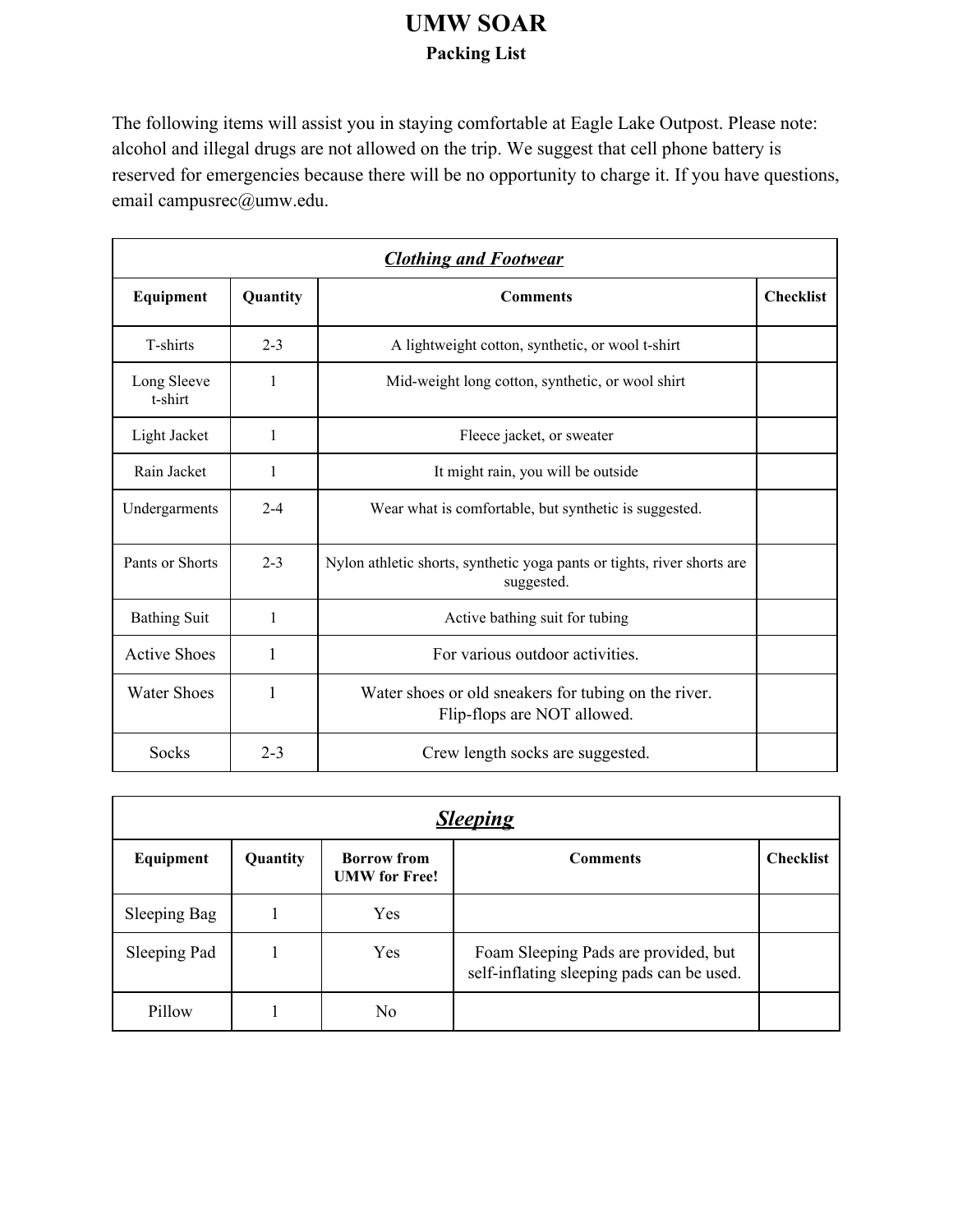# UMW SOAR

## Packing List

The following items will assist you in staying comfortable at Eagle Lake Outpost. Please note: alcohol and illegal drugs are not allowed on the trip. We suggest that cell phone battery is reserved for emergencies because there will be no opportunity to charge it. If you have questions, email campusrec@umw.edu.

| ***Clothing and Footwear*** | | | |
|---|---|---|---|
| **Equipment** | **Quantity** | **Comments** | **Checklist** |
| T-shirts | 2-3 | A lightweight cotton, synthetic, or wool t-shirt | |
| Long Sleeve t-shirt | 1 | Mid-weight long cotton, synthetic, or wool shirt | |
| Light Jacket | 1 | Fleece jacket, or sweater | |
| Rain Jacket | 1 | It might rain, you will be outside | |
| Undergarments | 2-4 | Wear what is comfortable, but synthetic is suggested. | |
| Pants or Shorts | 2-3 | Nylon athletic shorts, synthetic yoga pants or tights, river shorts are suggested. | |
| Bathing Suit | 1 | Active bathing suit for tubing | |
| Active Shoes | 1 | For various outdoor activities. | |
| Water Shoes | 1 | Water shoes or old sneakers for tubing on the river. Flip-flops are NOT allowed. | |
| Socks | 2-3 | Crew length socks are suggested. | |

| ***Sleeping*** | | | | |
|---|---|---|---|---|
| **Equipment** | **Quantity** | **Borrow from UMW for Free!** | **Comments** | **Checklist** |
| Sleeping Bag | 1 | Yes | | |
| Sleeping Pad | 1 | Yes | Foam Sleeping Pads are provided, but self-inflating sleeping pads can be used. | |
| Pillow | 1 | No | | |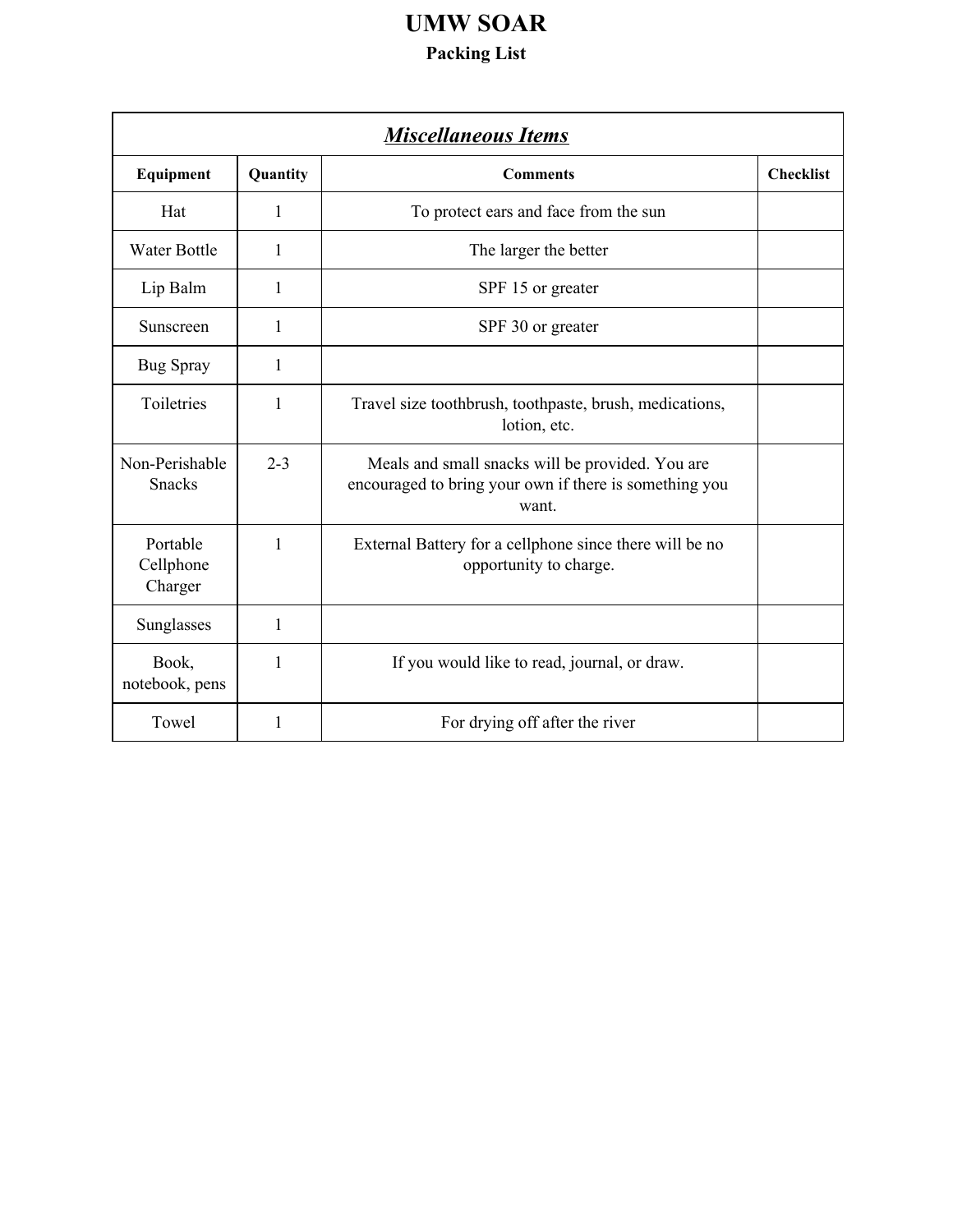# UMW SOAR

## Packing List

| ***Miscellaneous Items*** | | | |
|---|---|---|---|
| **Equipment** | **Quantity** | **Comments** | **Checklist** |
| Hat | 1 | To protect ears and face from the sun | |
| Water Bottle | 1 | The larger the better | |
| Lip Balm | 1 | SPF 15 or greater | |
| Sunscreen | 1 | SPF 30 or greater | |
| Bug Spray | 1 | | |
| Toiletries | 1 | Travel size toothbrush, toothpaste, brush, medications, lotion, etc. | |
| Non-Perishable Snacks | 2-3 | Meals and small snacks will be provided. You are encouraged to bring your own if there is something you want. | |
| Portable Cellphone Charger | 1 | External Battery for a cellphone since there will be no opportunity to charge. | |
| Sunglasses | 1 | | |
| Book, notebook, pens | 1 | If you would like to read, journal, or draw. | |
| Towel | 1 | For drying off after the river | |